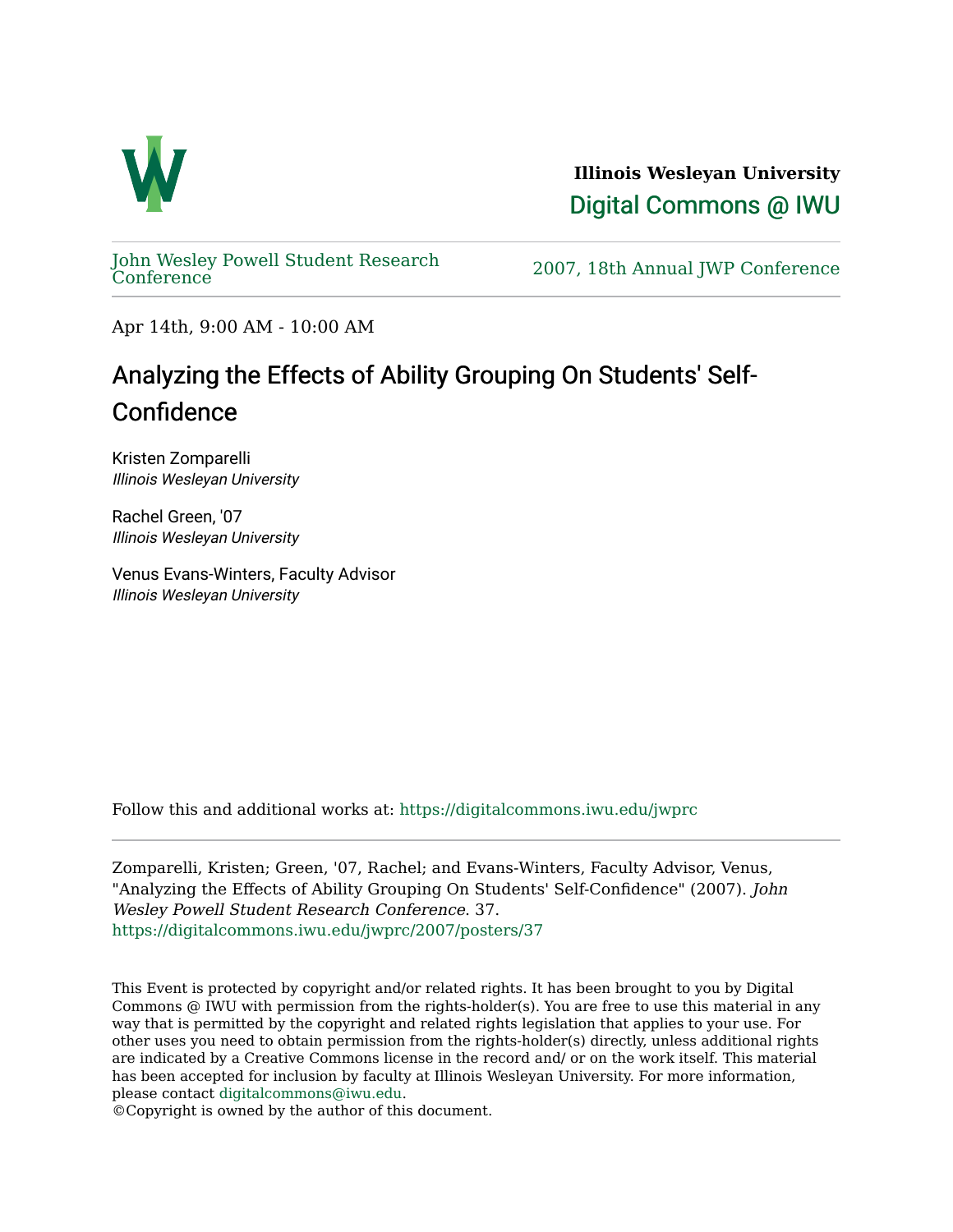**Illinois Wesleyan University**

Digital Commons @ IWU

John Wesley Powell Student Research Conference

2007, 18th Annual JWP Conference

Apr 14th, 9:00 AM - 10:00 AM

# Analyzing the Effects of Ability Grouping On Students' Self-Confidence

Kristen Zomparelli
*Illinois Wesleyan University*

Rachel Green, '07
*Illinois Wesleyan University*

Venus Evans-Winters, Faculty Advisor
*Illinois Wesleyan University*

Follow this and additional works at: https://digitalcommons.iwu.edu/jwprc

Zomparelli, Kristen; Green, '07, Rachel; and Evans-Winters, Faculty Advisor, Venus, "Analyzing the Effects of Ability Grouping On Students' Self-Confidence" (2007). *John Wesley Powell Student Research Conference*. 37.
https://digitalcommons.iwu.edu/jwprc/2007/posters/37

This Event is protected by copyright and/or related rights. It has been brought to you by Digital Commons @ IWU with permission from the rights-holder(s). You are free to use this material in any way that is permitted by the copyright and related rights legislation that applies to your use. For other uses you need to obtain permission from the rights-holder(s) directly, unless additional rights are indicated by a Creative Commons license in the record and/ or on the work itself. This material has been accepted for inclusion by faculty at Illinois Wesleyan University. For more information, please contact digitalcommons@iwu.edu.
©Copyright is owned by the author of this document.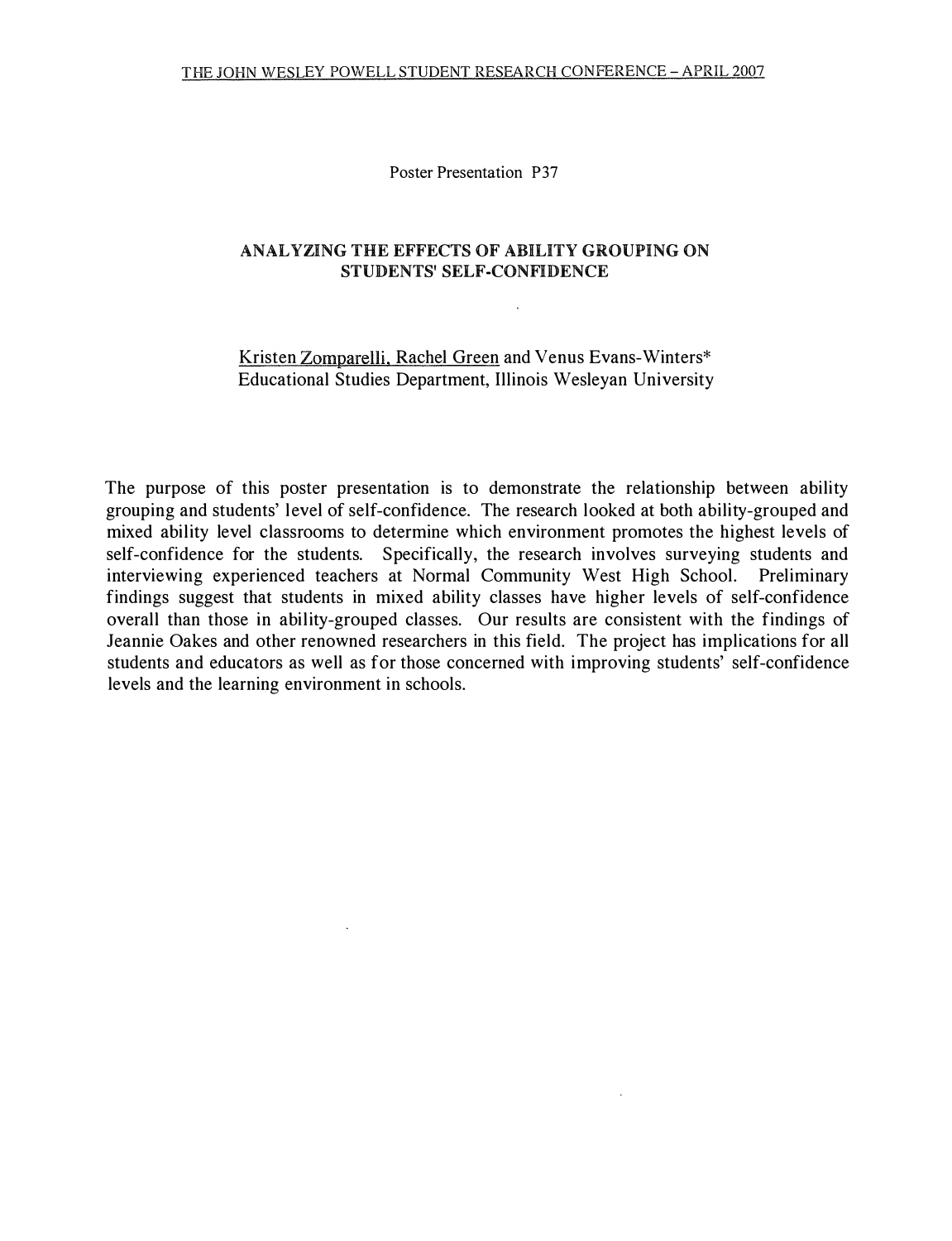Poster Presentation P37

# ANALYZING THE EFFECTS OF ABILITY GROUPING ON STUDENTS' SELF-CONFIDENCE

Kristen Zomparelli, Rachel Green and Venus Evans-Winters*
Educational Studies Department, Illinois Wesleyan University

The purpose of this poster presentation is to demonstrate the relationship between ability grouping and students' level of self-confidence. The research looked at both ability-grouped and mixed ability level classrooms to determine which environment promotes the highest levels of self-confidence for the students. Specifically, the research involves surveying students and interviewing experienced teachers at Normal Community West High School. Preliminary findings suggest that students in mixed ability classes have higher levels of self-confidence overall than those in ability-grouped classes. Our results are consistent with the findings of Jeannie Oakes and other renowned researchers in this field. The project has implications for all students and educators as well as for those concerned with improving students' self-confidence levels and the learning environment in schools.